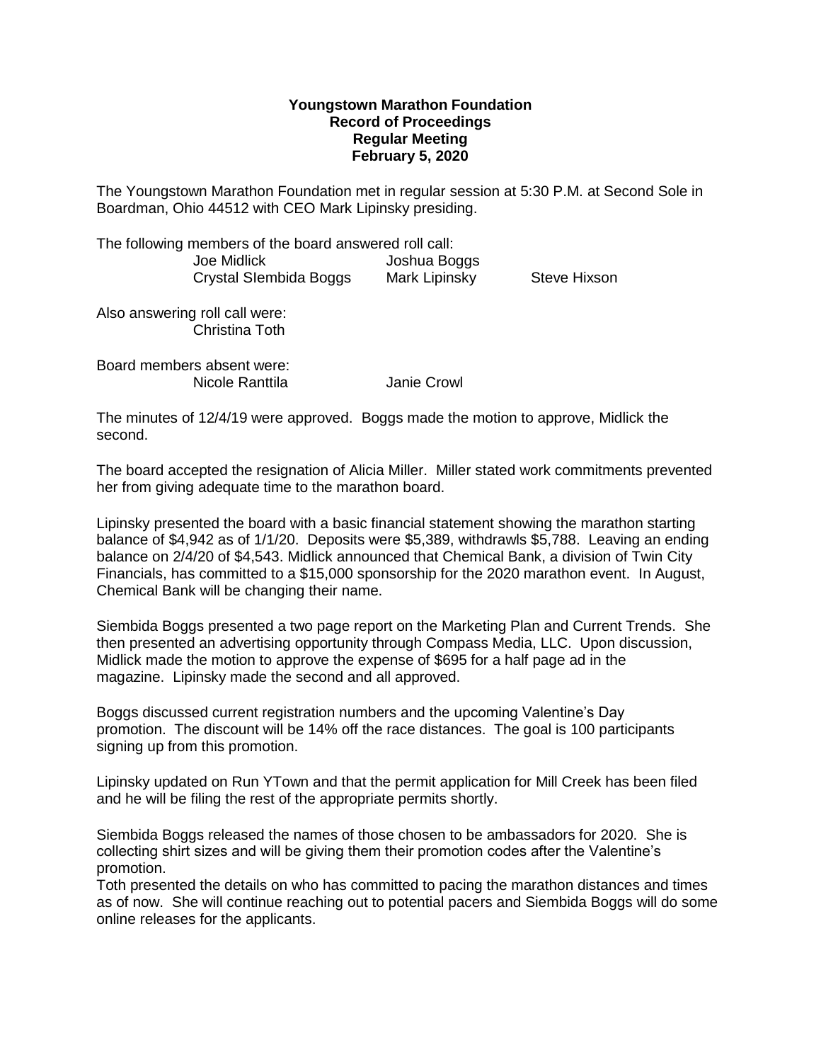**Youngstown Marathon Foundation**
**Record of Proceedings**
**Regular Meeting**
**February 5, 2020**

The Youngstown Marathon Foundation met in regular session at 5:30 P.M. at Second Sole in Boardman, Ohio 44512 with CEO Mark Lipinsky presiding.

The following members of the board answered roll call:

| | | |
|---|---|---|
| Joe Midlick | Joshua Boggs | |
| Crystal SIembida Boggs | Mark Lipinsky | Steve Hixson |

Also answering roll call were:
Christina Toth

Board members absent were:
Nicole Ranttila Janie Crowl

The minutes of 12/4/19 were approved. Boggs made the motion to approve, Midlick the second.

The board accepted the resignation of Alicia Miller. Miller stated work commitments prevented her from giving adequate time to the marathon board.

Lipinsky presented the board with a basic financial statement showing the marathon starting balance of $4,942 as of 1/1/20. Deposits were $5,389, withdrawls $5,788. Leaving an ending balance on 2/4/20 of $4,543. Midlick announced that Chemical Bank, a division of Twin City Financials, has committed to a $15,000 sponsorship for the 2020 marathon event. In August, Chemical Bank will be changing their name.

Siembida Boggs presented a two page report on the Marketing Plan and Current Trends. She then presented an advertising opportunity through Compass Media, LLC. Upon discussion, Midlick made the motion to approve the expense of $695 for a half page ad in the magazine. Lipinsky made the second and all approved.

Boggs discussed current registration numbers and the upcoming Valentine's Day promotion. The discount will be 14% off the race distances. The goal is 100 participants signing up from this promotion.

Lipinsky updated on Run YTown and that the permit application for Mill Creek has been filed and he will be filing the rest of the appropriate permits shortly.

Siembida Boggs released the names of those chosen to be ambassadors for 2020. She is collecting shirt sizes and will be giving them their promotion codes after the Valentine's promotion.
Toth presented the details on who has committed to pacing the marathon distances and times as of now. She will continue reaching out to potential pacers and Siembida Boggs will do some online releases for the applicants.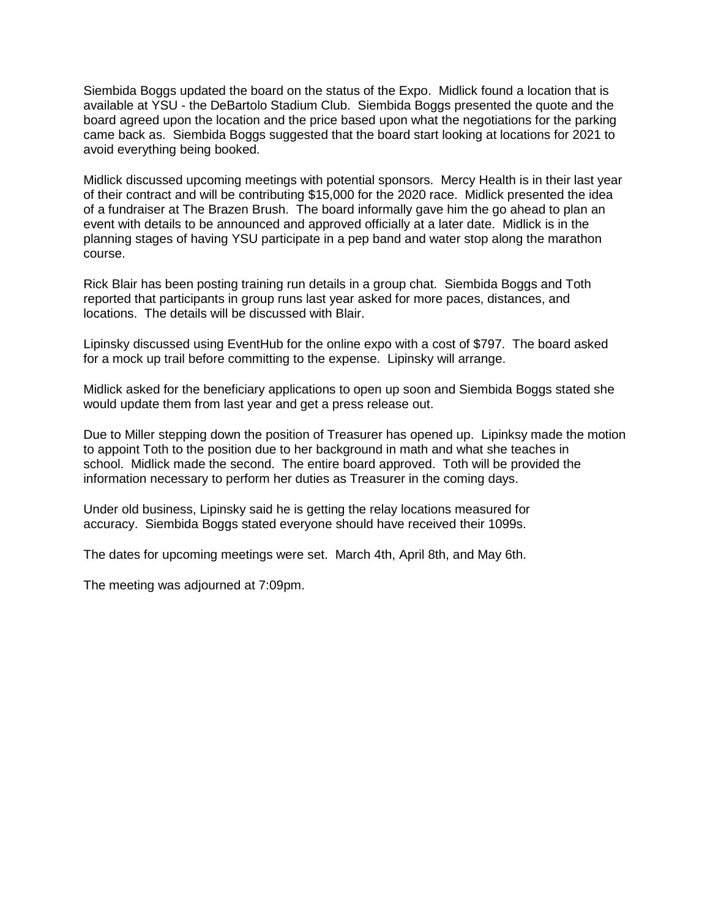Siembida Boggs updated the board on the status of the Expo. Midlick found a location that is available at YSU - the DeBartolo Stadium Club. Siembida Boggs presented the quote and the board agreed upon the location and the price based upon what the negotiations for the parking came back as. Siembida Boggs suggested that the board start looking at locations for 2021 to avoid everything being booked.

Midlick discussed upcoming meetings with potential sponsors. Mercy Health is in their last year of their contract and will be contributing $15,000 for the 2020 race. Midlick presented the idea of a fundraiser at The Brazen Brush. The board informally gave him the go ahead to plan an event with details to be announced and approved officially at a later date. Midlick is in the planning stages of having YSU participate in a pep band and water stop along the marathon course.

Rick Blair has been posting training run details in a group chat. Siembida Boggs and Toth reported that participants in group runs last year asked for more paces, distances, and locations. The details will be discussed with Blair.

Lipinsky discussed using EventHub for the online expo with a cost of $797. The board asked for a mock up trail before committing to the expense. Lipinsky will arrange.

Midlick asked for the beneficiary applications to open up soon and Siembida Boggs stated she would update them from last year and get a press release out.

Due to Miller stepping down the position of Treasurer has opened up. Lipinksy made the motion to appoint Toth to the position due to her background in math and what she teaches in school. Midlick made the second. The entire board approved. Toth will be provided the information necessary to perform her duties as Treasurer in the coming days.

Under old business, Lipinsky said he is getting the relay locations measured for accuracy. Siembida Boggs stated everyone should have received their 1099s.

The dates for upcoming meetings were set. March 4th, April 8th, and May 6th.

The meeting was adjourned at 7:09pm.